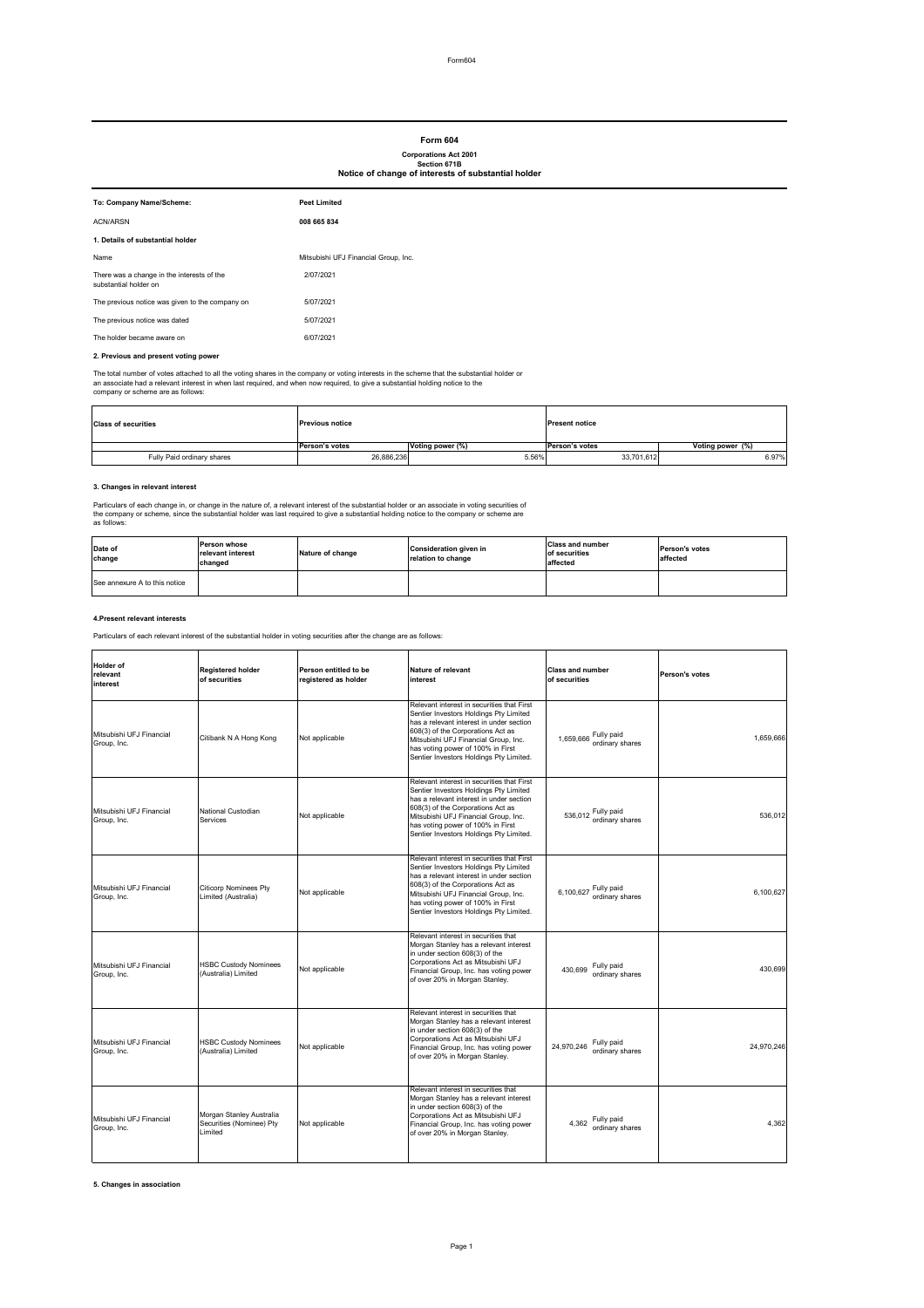# Form 604

**Corporations Act 2001**
**Section 671B**
**Notice of change of interests of substantial holder**

| | |
|---|---|
| **To: Company Name/Scheme:** | **Peet Limited** |
| ACN/ARSN | **008 665 834** |

**1. Details of substantial holder**

| | |
|---|---|
| Name | Mitsubishi UFJ Financial Group, Inc. |
| There was a change in the interests of the substantial holder on | 2/07/2021 |
| The previous notice was given to the company on | 5/07/2021 |
| The previous notice was dated | 5/07/2021 |
| The holder became aware on | 6/07/2021 |

**2. Previous and present voting power**

The total number of votes attached to all the voting shares in the company or voting interests in the scheme that the substantial holder or an associate had a relevant interest in when last required, and when now required, to give a substantial holding notice to the company or scheme are as follows:

| Class of securities | Previous notice | | Present notice | |
|---|---|---|---|---|
| | Person's votes | Voting power (%) | Person's votes | Voting power (%) |
| Fully Paid ordinary shares | 26,886,236 | 5.56% | 33,701,612 | 6.97% |

**3. Changes in relevant interest**

Particulars of each change in, or change in the nature of, a relevant interest of the substantial holder or an associate in voting securities of the company or scheme, since the substantial holder was last required to give a substantial holding notice to the company or scheme are as follows:

| Date of change | Person whose relevant interest changed | Nature of change | Consideration given in relation to change | Class and number of securities affected | Person's votes affected |
|---|---|---|---|---|---|
| See annexure A to this notice | | | | | |

**4.Present relevant interests**

Particulars of each relevant interest of the substantial holder in voting securities after the change are as follows:

| Holder of relevant interest | Registered holder of securities | Person entitled to be registered as holder | Nature of relevant interest | Class and number of securities | Person's votes |
|---|---|---|---|---|---|
| Mitsubishi UFJ Financial Group, Inc. | Citibank N A Hong Kong | Not applicable | Relevant interest in securities that First Sentier Investors Holdings Pty Limited has a relevant interest in under section 608(3) of the Corporations Act as Mitsubishi UFJ Financial Group, Inc. has voting power of 100% in First Sentier Investors Holdings Pty Limited. | 1,659,666 Fully paid ordinary shares | 1,659,666 |
| Mitsubishi UFJ Financial Group, Inc. | National Custodian Services | Not applicable | Relevant interest in securities that First Sentier Investors Holdings Pty Limited has a relevant interest in under section 608(3) of the Corporations Act as Mitsubishi UFJ Financial Group, Inc. has voting power of 100% in First Sentier Investors Holdings Pty Limited. | 536,012 Fully paid ordinary shares | 536,012 |
| Mitsubishi UFJ Financial Group, Inc. | Citicorp Nominees Pty Limited (Australia) | Not applicable | Relevant interest in securities that First Sentier Investors Holdings Pty Limited has a relevant interest in under section 608(3) of the Corporations Act as Mitsubishi UFJ Financial Group, Inc. has voting power of 100% in First Sentier Investors Holdings Pty Limited. | 6,100,627 Fully paid ordinary shares | 6,100,627 |
| Mitsubishi UFJ Financial Group, Inc. | HSBC Custody Nominees (Australia) Limited | Not applicable | Relevant interest in securities that Morgan Stanley has a relevant interest in under section 608(3) of the Corporations Act as Mitsubishi UFJ Financial Group, Inc. has voting power of over 20% in Morgan Stanley. | 430,699 Fully paid ordinary shares | 430,699 |
| Mitsubishi UFJ Financial Group, Inc. | HSBC Custody Nominees (Australia) Limited | Not applicable | Relevant interest in securities that Morgan Stanley has a relevant interest in under section 608(3) of the Corporations Act as Mitsubishi UFJ Financial Group, Inc. has voting power of over 20% in Morgan Stanley. | 24,970,246 Fully paid ordinary shares | 24,970,246 |
| Mitsubishi UFJ Financial Group, Inc. | Morgan Stanley Australia Securities (Nominee) Pty Limited | Not applicable | Relevant interest in securities that Morgan Stanley has a relevant interest in under section 608(3) of the Corporations Act as Mitsubishi UFJ Financial Group, Inc. has voting power of over 20% in Morgan Stanley. | 4,362 Fully paid ordinary shares | 4,362 |

**5. Changes in association**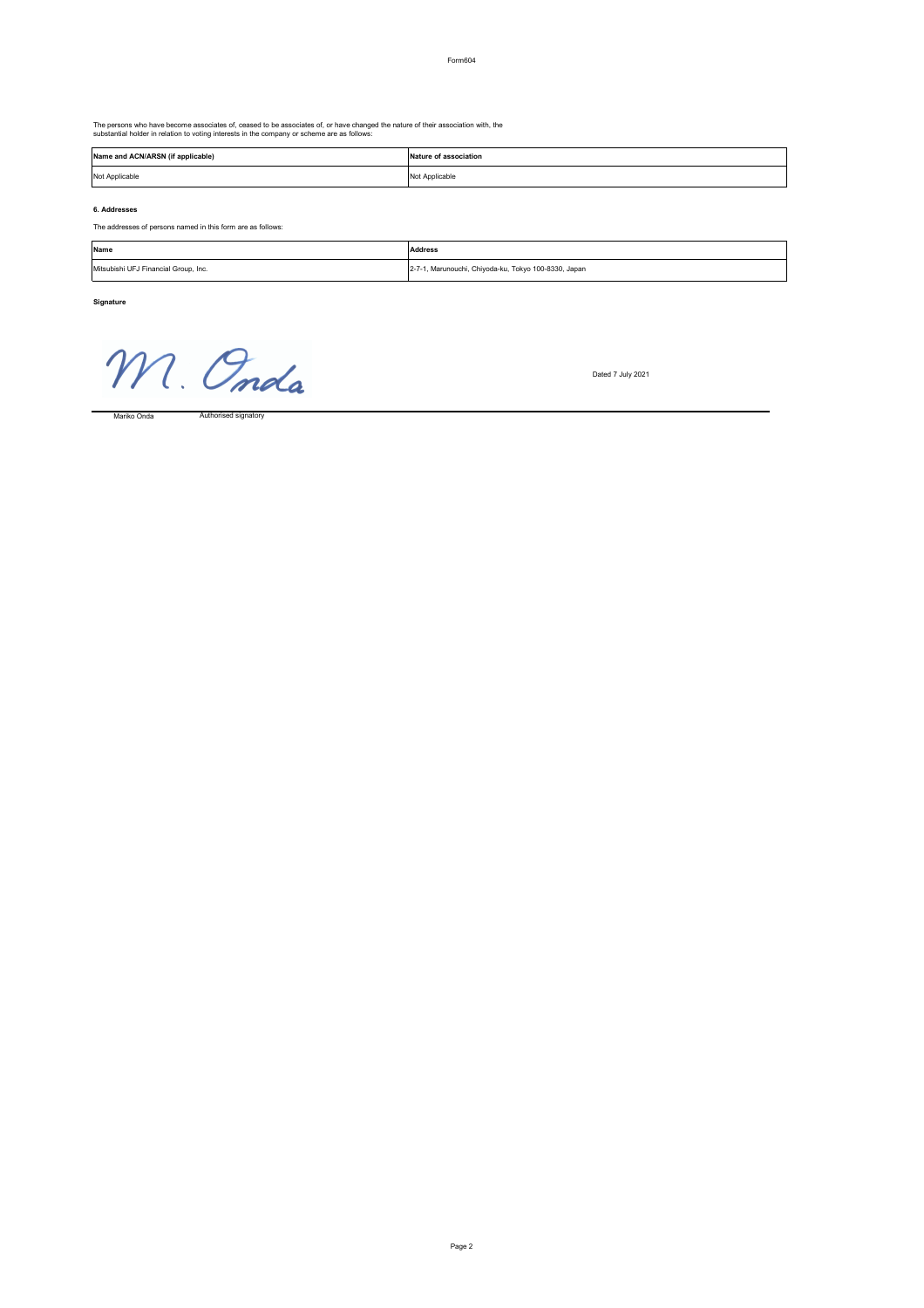The persons who have become associates of, ceased to be associates of, or have changed the nature of their association with, the substantial holder in relation to voting interests in the company or scheme are as follows:

| Name and ACN/ARSN (if applicable) | Nature of association |
| --- | --- |
| Not Applicable | Not Applicable |

**6. Addresses**

The addresses of persons named in this form are as follows:

| Name | Address |
| --- | --- |
| Mitsubishi UFJ Financial Group, Inc. | 2-7-1, Marunouchi, Chiyoda-ku, Tokyo 100-8330, Japan |

**Signature**

M. Onda

Dated 7 July 2021

Mariko Onda    Authorised signatory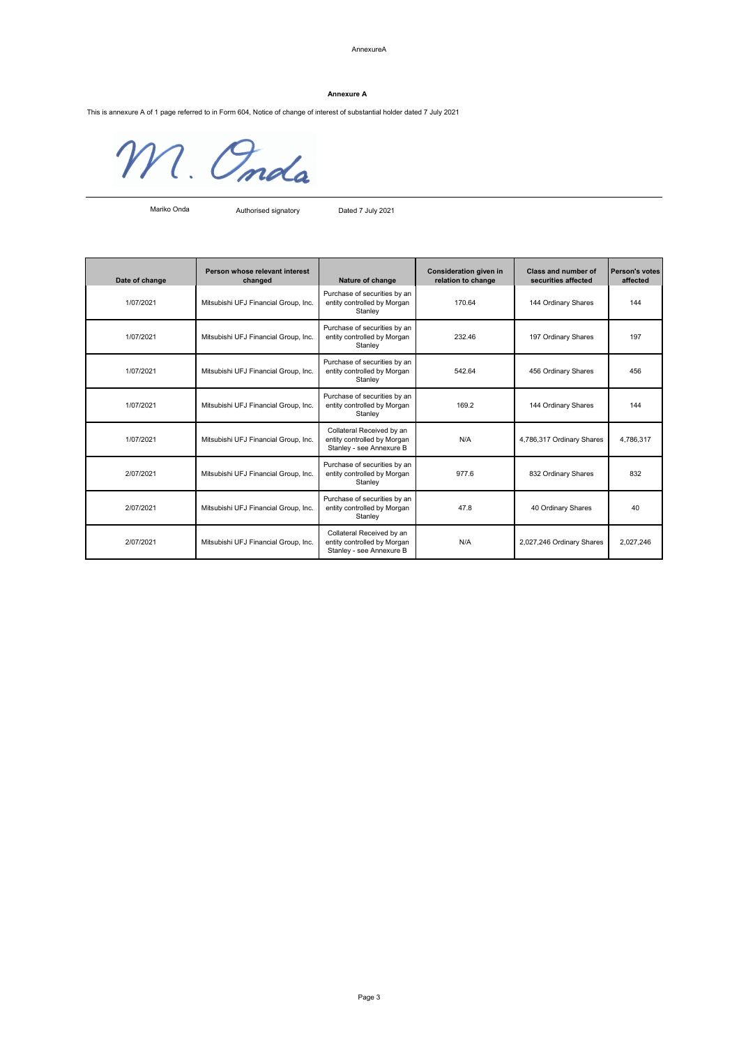AnnexureA

**Annexure A**

This is annexure A of 1 page referred to in Form 604, Notice of change of interest of substantial holder dated 7 July 2021

M. Onda

Mariko Onda    Authorised signatory    Dated 7 July 2021

| Date of change | Person whose relevant interest changed | Nature of change | Consideration given in relation to change | Class and number of securities affected | Person's votes affected |
|---|---|---|---|---|---|
| 1/07/2021 | Mitsubishi UFJ Financial Group, Inc. | Purchase of securities by an entity controlled by Morgan Stanley | 170.64 | 144 Ordinary Shares | 144 |
| 1/07/2021 | Mitsubishi UFJ Financial Group, Inc. | Purchase of securities by an entity controlled by Morgan Stanley | 232.46 | 197 Ordinary Shares | 197 |
| 1/07/2021 | Mitsubishi UFJ Financial Group, Inc. | Purchase of securities by an entity controlled by Morgan Stanley | 542.64 | 456 Ordinary Shares | 456 |
| 1/07/2021 | Mitsubishi UFJ Financial Group, Inc. | Purchase of securities by an entity controlled by Morgan Stanley | 169.2 | 144 Ordinary Shares | 144 |
| 1/07/2021 | Mitsubishi UFJ Financial Group, Inc. | Collateral Received by an entity controlled by Morgan Stanley - see Annexure B | N/A | 4,786,317 Ordinary Shares | 4,786,317 |
| 2/07/2021 | Mitsubishi UFJ Financial Group, Inc. | Purchase of securities by an entity controlled by Morgan Stanley | 977.6 | 832 Ordinary Shares | 832 |
| 2/07/2021 | Mitsubishi UFJ Financial Group, Inc. | Purchase of securities by an entity controlled by Morgan Stanley | 47.8 | 40 Ordinary Shares | 40 |
| 2/07/2021 | Mitsubishi UFJ Financial Group, Inc. | Collateral Received by an entity controlled by Morgan Stanley - see Annexure B | N/A | 2,027,246 Ordinary Shares | 2,027,246 |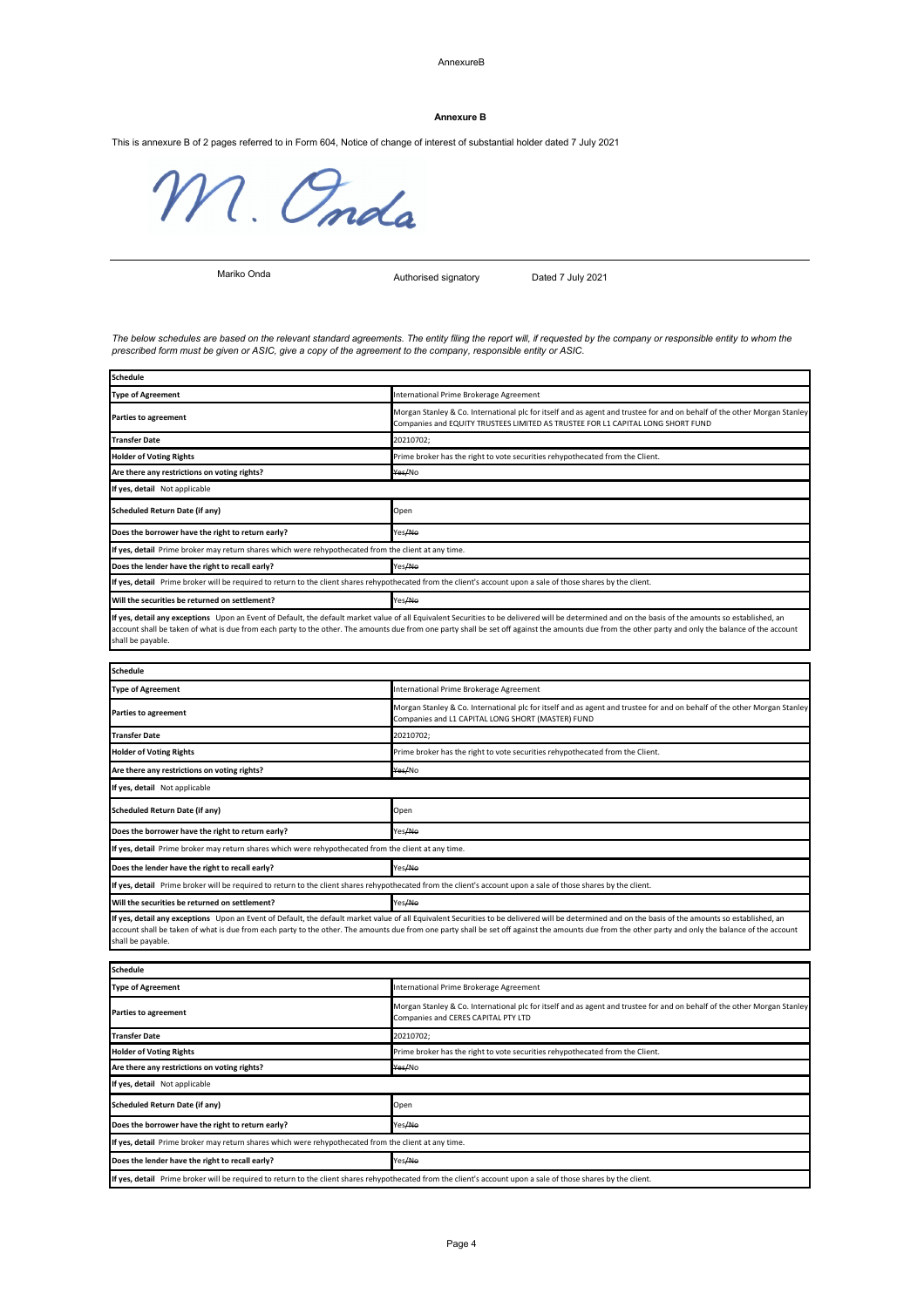## Annexure B

This is annexure B of 2 pages referred to in Form 604, Notice of change of interest of substantial holder dated 7 July 2021

M. Onda

| Mariko Onda | Authorised signatory | Dated 7 July 2021 |
|---|---|---|

*The below schedules are based on the relevant standard agreements. The entity filing the report will, if requested by the company or responsible entity to whom the prescribed form must be given or ASIC, give a copy of the agreement to the company, responsible entity or ASIC.*

| **Schedule** | |
|---|---|
| **Type of Agreement** | International Prime Brokerage Agreement |
| **Parties to agreement** | Morgan Stanley & Co. International plc for itself and as agent and trustee for and on behalf of the other Morgan Stanley Companies and EQUITY TRUSTEES LIMITED AS TRUSTEE FOR L1 CAPITAL LONG SHORT FUND |
| **Transfer Date** | 20210702; |
| **Holder of Voting Rights** | Prime broker has the right to vote securities rehypothecated from the Client. |
| **Are there any restrictions on voting rights?** | ~~Yes~~/No |
| **If yes, detail** Not applicable | |
| **Scheduled Return Date (if any)** | Open |
| **Does the borrower have the right to return early?** | Yes/~~No~~ |
| **If yes, detail** Prime broker may return shares which were rehypothecated from the client at any time. | |
| **Does the lender have the right to recall early?** | Yes/~~No~~ |
| **If yes, detail** Prime broker will be required to return to the client shares rehypothecated from the client's account upon a sale of those shares by the client. | |
| **Will the securities be returned on settlement?** | Yes/~~No~~ |
| **If yes, detail any exceptions** Upon an Event of Default, the default market value of all Equivalent Securities to be delivered will be determined and on the basis of the amounts so established, an account shall be taken of what is due from each party to the other. The amounts due from one party shall be set off against the amounts due from the other party and only the balance of the account shall be payable. | |

| **Schedule** | |
|---|---|
| **Type of Agreement** | International Prime Brokerage Agreement |
| **Parties to agreement** | Morgan Stanley & Co. International plc for itself and as agent and trustee for and on behalf of the other Morgan Stanley Companies and L1 CAPITAL LONG SHORT (MASTER) FUND |
| **Transfer Date** | 20210702; |
| **Holder of Voting Rights** | Prime broker has the right to vote securities rehypothecated from the Client. |
| **Are there any restrictions on voting rights?** | ~~Yes~~/No |
| **If yes, detail** Not applicable | |
| **Scheduled Return Date (if any)** | Open |
| **Does the borrower have the right to return early?** | Yes/~~No~~ |
| **If yes, detail** Prime broker may return shares which were rehypothecated from the client at any time. | |
| **Does the lender have the right to recall early?** | Yes/~~No~~ |
| **If yes, detail** Prime broker will be required to return to the client shares rehypothecated from the client's account upon a sale of those shares by the client. | |
| **Will the securities be returned on settlement?** | Yes/~~No~~ |
| **If yes, detail any exceptions** Upon an Event of Default, the default market value of all Equivalent Securities to be delivered will be determined and on the basis of the amounts so established, an account shall be taken of what is due from each party to the other. The amounts due from one party shall be set off against the amounts due from the other party and only the balance of the account shall be payable. | |

| **Schedule** | |
|---|---|
| **Type of Agreement** | International Prime Brokerage Agreement |
| **Parties to agreement** | Morgan Stanley & Co. International plc for itself and as agent and trustee for and on behalf of the other Morgan Stanley Companies and CERES CAPITAL PTY LTD |
| **Transfer Date** | 20210702; |
| **Holder of Voting Rights** | Prime broker has the right to vote securities rehypothecated from the Client. |
| **Are there any restrictions on voting rights?** | ~~Yes~~/No |
| **If yes, detail** Not applicable | |
| **Scheduled Return Date (if any)** | Open |
| **Does the borrower have the right to return early?** | Yes/~~No~~ |
| **If yes, detail** Prime broker may return shares which were rehypothecated from the client at any time. | |
| **Does the lender have the right to recall early?** | Yes/~~No~~ |
| **If yes, detail** Prime broker will be required to return to the client shares rehypothecated from the client's account upon a sale of those shares by the client. | |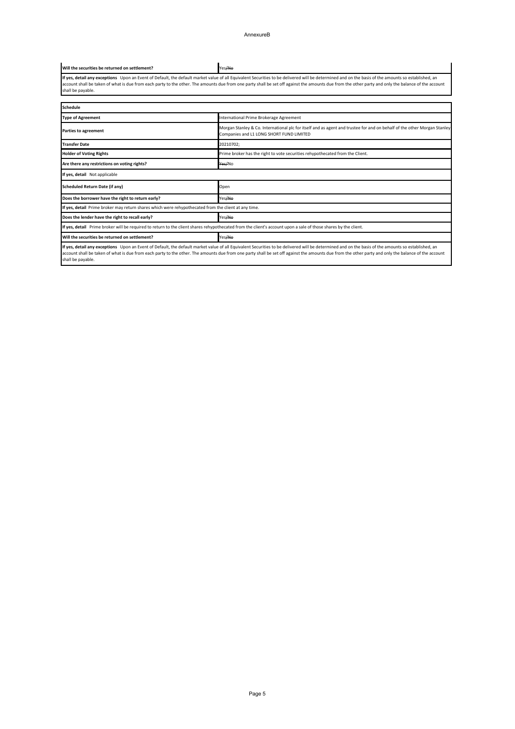| | |
|---|---|
| **Will the securities be returned on settlement?** | Yes/~~No~~ |
| **If yes, detail any exceptions** Upon an Event of Default, the default market value of all Equivalent Securities to be delivered will be determined and on the basis of the amounts so established, an account shall be taken of what is due from each party to the other. The amounts due from one party shall be set off against the amounts due from the other party and only the balance of the account shall be payable. | |

| **Schedule** | |
|---|---|
| **Type of Agreement** | International Prime Brokerage Agreement |
| **Parties to agreement** | Morgan Stanley & Co. International plc for itself and as agent and trustee for and on behalf of the other Morgan Stanley Companies and L1 LONG SHORT FUND LIMITED |
| **Transfer Date** | 20210702; |
| **Holder of Voting Rights** | Prime broker has the right to vote securities rehypothecated from the Client. |
| **Are there any restrictions on voting rights?** | ~~Yes~~/No |
| **If yes, detail** Not applicable | |
| **Scheduled Return Date (if any)** | Open |
| **Does the borrower have the right to return early?** | Yes/~~No~~ |
| **If yes, detail** Prime broker may return shares which were rehypothecated from the client at any time. | |
| **Does the lender have the right to recall early?** | Yes/~~No~~ |
| **If yes, detail** Prime broker will be required to return to the client shares rehypothecated from the client's account upon a sale of those shares by the client. | |
| **Will the securities be returned on settlement?** | Yes/~~No~~ |
| **If yes, detail any exceptions** Upon an Event of Default, the default market value of all Equivalent Securities to be delivered will be determined and on the basis of the amounts so established, an account shall be taken of what is due from each party to the other. The amounts due from one party shall be set off against the amounts due from the other party and only the balance of the account shall be payable. | |